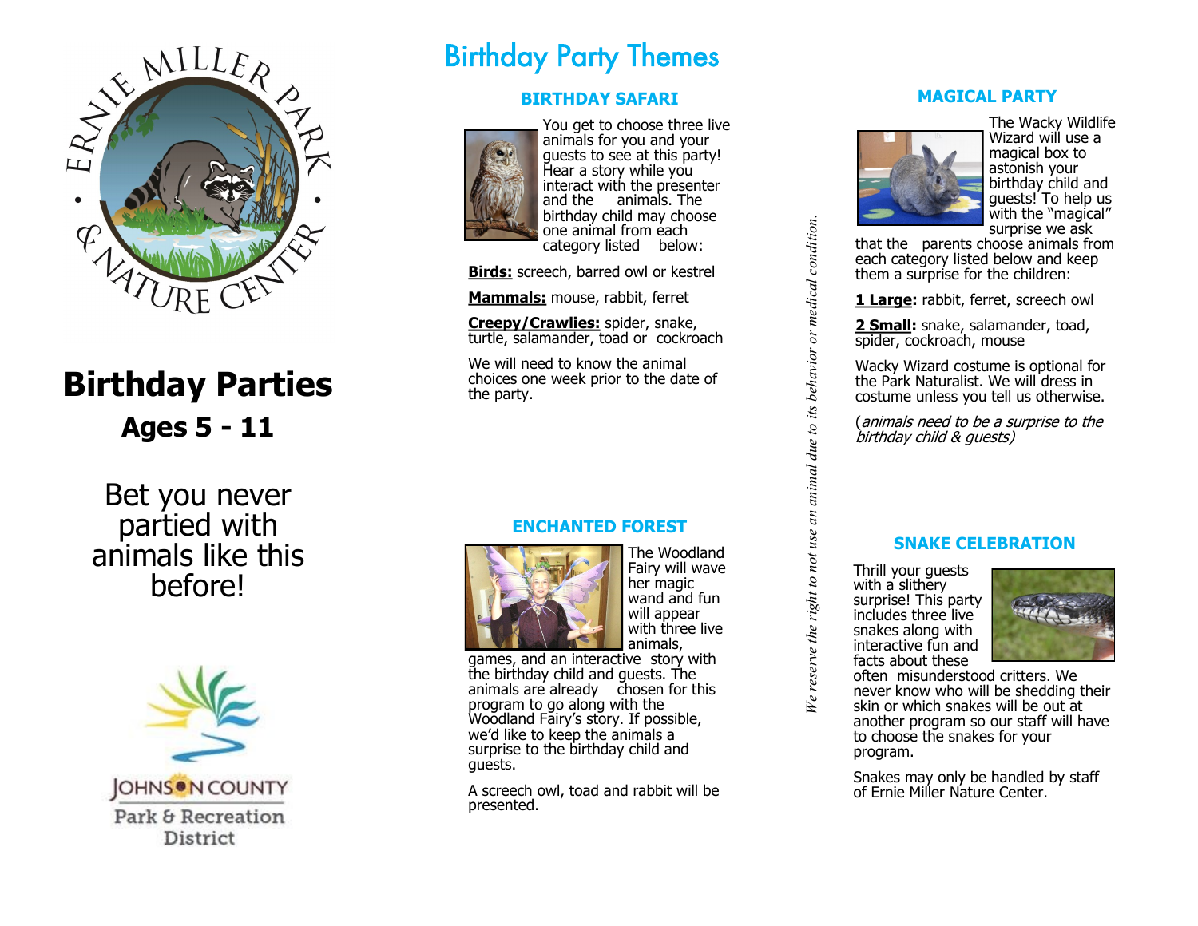ERNIE MILLER PARK & NATURE CENTER

# Birthday Parties

## Ages 5 - 11

Bet you never partied with animals like this before!

JOHNSON COUNTY
Park & Recreation District

# Birthday Party Themes

## BIRTHDAY SAFARI

You get to choose three live animals for you and your guests to see at this party! Hear a story while you interact with the presenter and the animals. The birthday child may choose one animal from each category listed below:

**Birds:** screech, barred owl or kestrel

**Mammals:** mouse, rabbit, ferret

**Creepy/Crawlies:** spider, snake, turtle, salamander, toad or cockroach

We will need to know the animal choices one week prior to the date of the party.

## ENCHANTED FOREST

The Woodland Fairy will wave her magic wand and fun will appear with three live animals, games, and an interactive story with the birthday child and guests. The animals are already chosen for this program to go along with the Woodland Fairy's story. If possible, we'd like to keep the animals a surprise to the birthday child and guests.

A screech owl, toad and rabbit will be presented.

*We reserve the right to not use an animal due to its behavior or medical condition.*

## MAGICAL PARTY

The Wacky Wildlife Wizard will use a magical box to astonish your birthday child and guests! To help us with the "magical" surprise we ask that the parents choose animals from each category listed below and keep them a surprise for the children:

**1 Large:** rabbit, ferret, screech owl

**2 Small:** snake, salamander, toad, spider, cockroach, mouse

Wacky Wizard costume is optional for the Park Naturalist. We will dress in costume unless you tell us otherwise.

(*animals need to be a surprise to the birthday child & guests)*

## SNAKE CELEBRATION

Thrill your guests with a slithery surprise! This party includes three live snakes along with interactive fun and facts about these often misunderstood critters. We never know who will be shedding their skin or which snakes will be out at another program so our staff will have to choose the snakes for your program.

Snakes may only be handled by staff of Ernie Miller Nature Center.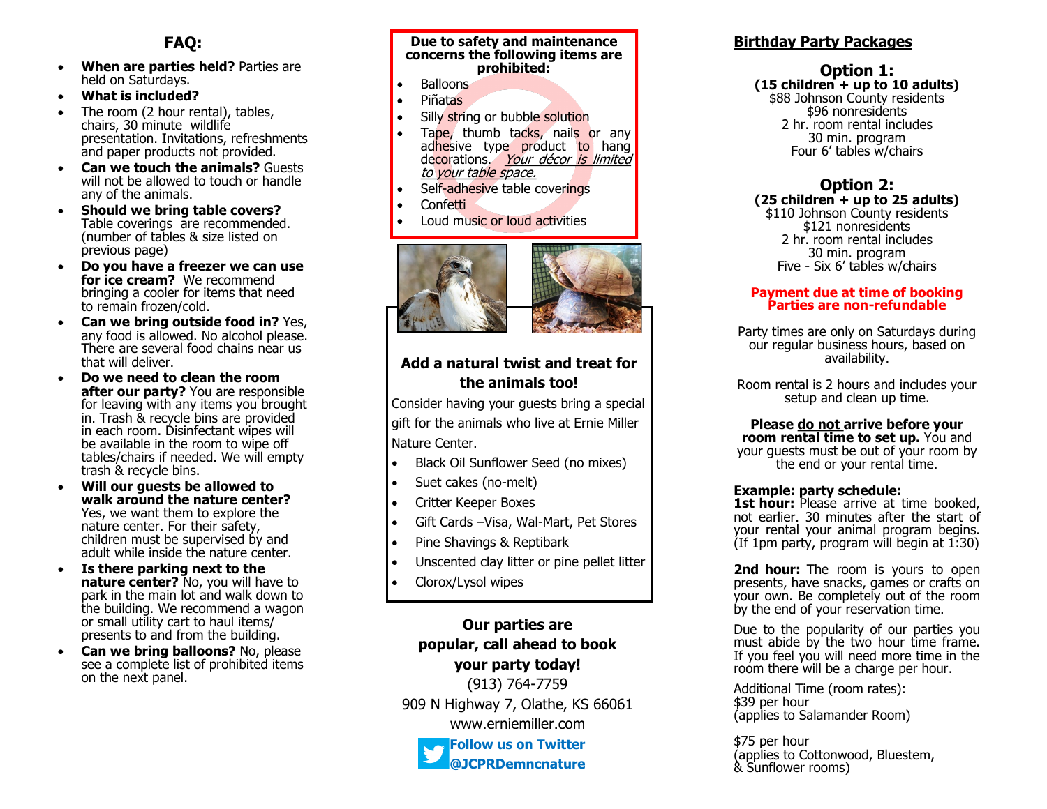## FAQ:

- **When are parties held?** Parties are held on Saturdays.
- **What is included?**
- The room (2 hour rental), tables, chairs, 30 minute wildlife presentation. Invitations, refreshments and paper products not provided.
- **Can we touch the animals?** Guests will not be allowed to touch or handle any of the animals.
- **Should we bring table covers?** Table coverings are recommended. (number of tables & size listed on previous page)
- **Do you have a freezer we can use for ice cream?** We recommend bringing a cooler for items that need to remain frozen/cold.
- **Can we bring outside food in?** Yes, any food is allowed. No alcohol please. There are several food chains near us that will deliver.
- **Do we need to clean the room after our party?** You are responsible for leaving with any items you brought in. Trash & recycle bins are provided in each room. Disinfectant wipes will be available in the room to wipe off tables/chairs if needed. We will empty trash & recycle bins.
- **Will our guests be allowed to walk around the nature center?** Yes, we want them to explore the nature center. For their safety, children must be supervised by and adult while inside the nature center.
- **Is there parking next to the nature center?** No, you will have to park in the main lot and walk down to the building. We recommend a wagon or small utility cart to haul items/ presents to and from the building.
- **Can we bring balloons?** No, please see a complete list of prohibited items on the next panel.

**Due to safety and maintenance concerns the following items are prohibited:**

- Balloons
- Piñatas
- Silly string or bubble solution
- Tape, thumb tacks, nails or any adhesive type product to hang decorations. *Your décor is limited to your table space.*
- Self-adhesive table coverings
- Confetti
- Loud music or loud activities

### Add a natural twist and treat for the animals too!

Consider having your guests bring a special gift for the animals who live at Ernie Miller Nature Center.

- Black Oil Sunflower Seed (no mixes)
- Suet cakes (no-melt)
- Critter Keeper Boxes
- Gift Cards –Visa, Wal-Mart, Pet Stores
- Pine Shavings & Reptibark
- Unscented clay litter or pine pellet litter
- Clorox/Lysol wipes

**Our parties are popular, call ahead to book your party today!**

(913) 764-7759

909 N Highway 7, Olathe, KS 66061

www.erniemiller.com

**Follow us on Twitter @JCPRDemncnature**

## Birthday Party Packages

### Option 1:
**(15 children + up to 10 adults)**
$88 Johnson County residents
$96 nonresidents
2 hr. room rental includes
30 min. program
Four 6' tables w/chairs

### Option 2:
**(25 children + up to 25 adults)**
$110 Johnson County residents
$121 nonresidents
2 hr. room rental includes
30 min. program
Five - Six 6' tables w/chairs

**Payment due at time of booking**
**Parties are non-refundable**

Party times are only on Saturdays during our regular business hours, based on availability.

Room rental is 2 hours and includes your setup and clean up time.

**Please do not arrive before your room rental time to set up.** You and your guests must be out of your room by the end or your rental time.

**Example: party schedule:**
**1st hour:** Please arrive at time booked, not earlier. 30 minutes after the start of your rental your animal program begins. (If 1pm party, program will begin at 1:30)

**2nd hour:** The room is yours to open presents, have snacks, games or crafts on your own. Be completely out of the room by the end of your reservation time.

Due to the popularity of our parties you must abide by the two hour time frame. If you feel you will need more time in the room there will be a charge per hour.

Additional Time (room rates):
$39 per hour
(applies to Salamander Room)

$75 per hour
(applies to Cottonwood, Bluestem, & Sunflower rooms)